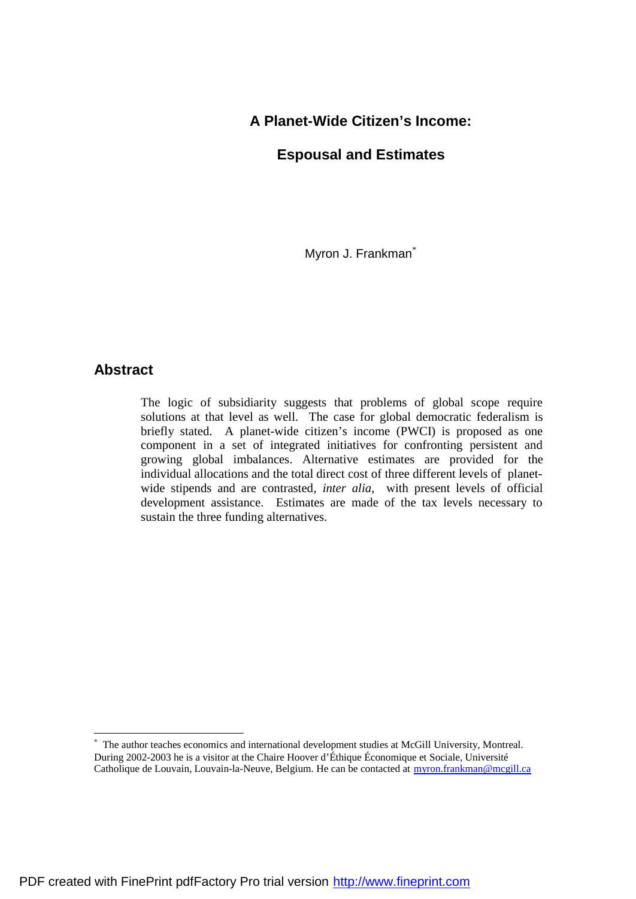# A Planet-Wide Citizen's Income:

# Espousal and Estimates

Myron J. Frankman[*]

## Abstract

The logic of subsidiarity suggests that problems of global scope require solutions at that level as well. The case for global democratic federalism is briefly stated. A planet-wide citizen's income (PWCI) is proposed as one component in a set of integrated initiatives for confronting persistent and growing global imbalances. Alternative estimates are provided for the individual allocations and the total direct cost of three different levels of planet-wide stipends and are contrasted, *inter alia*, with present levels of official development assistance. Estimates are made of the tax levels necessary to sustain the three funding alternatives.

[*] The author teaches economics and international development studies at McGill University, Montreal. During 2002-2003 he is a visitor at the Chaire Hoover d'Éthique Économique et Sociale, Université Catholique de Louvain, Louvain-la-Neuve, Belgium. He can be contacted at myron.frankman@mcgill.ca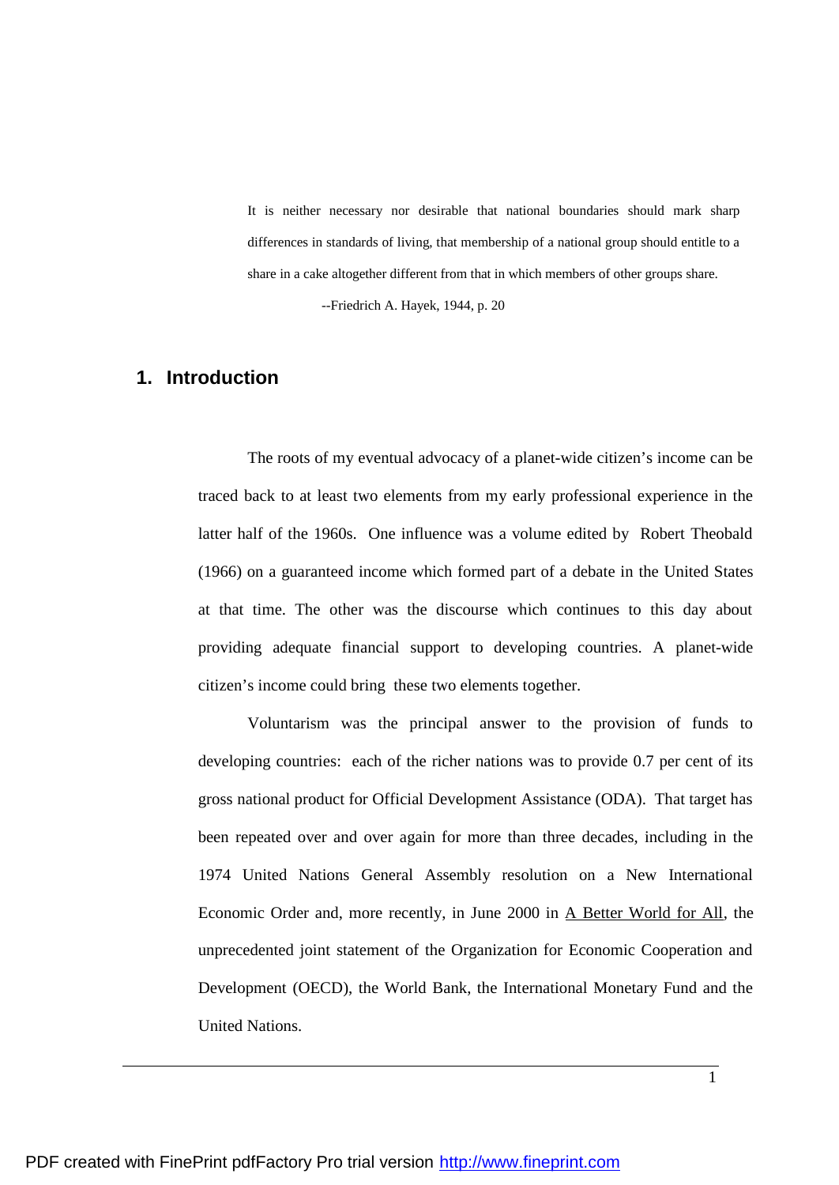> It is neither necessary nor desirable that national boundaries should mark sharp differences in standards of living, that membership of a national group should entitle to a share in a cake altogether different from that in which members of other groups share.
>
> --Friedrich A. Hayek, 1944, p. 20

## 1. Introduction

The roots of my eventual advocacy of a planet-wide citizen's income can be traced back to at least two elements from my early professional experience in the latter half of the 1960s. One influence was a volume edited by Robert Theobald (1966) on a guaranteed income which formed part of a debate in the United States at that time. The other was the discourse which continues to this day about providing adequate financial support to developing countries. A planet-wide citizen's income could bring these two elements together.

Voluntarism was the principal answer to the provision of funds to developing countries: each of the richer nations was to provide 0.7 per cent of its gross national product for Official Development Assistance (ODA). That target has been repeated over and over again for more than three decades, including in the 1974 United Nations General Assembly resolution on a New International Economic Order and, more recently, in June 2000 in A Better World for All, the unprecedented joint statement of the Organization for Economic Cooperation and Development (OECD), the World Bank, the International Monetary Fund and the United Nations.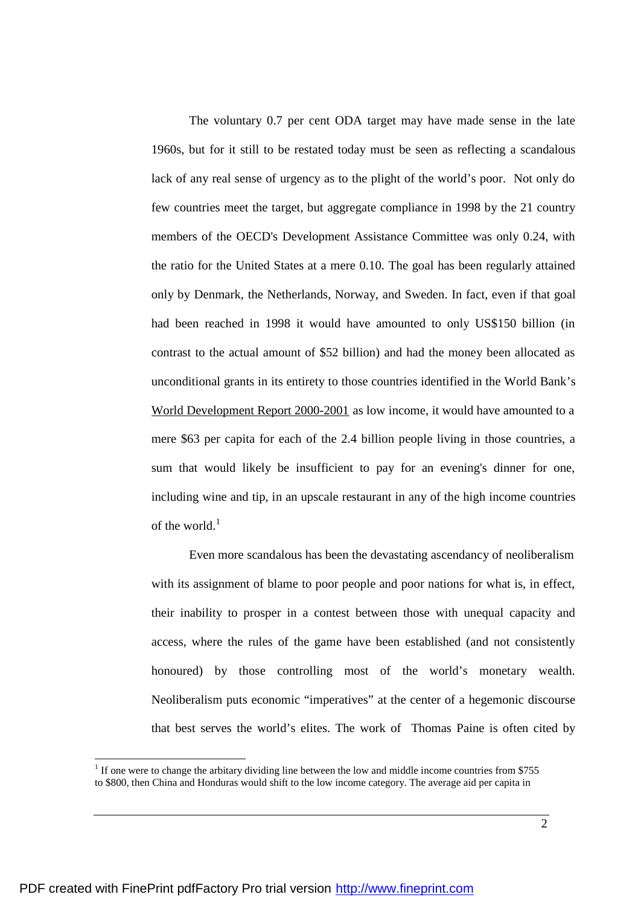The voluntary 0.7 per cent ODA target may have made sense in the late 1960s, but for it still to be restated today must be seen as reflecting a scandalous lack of any real sense of urgency as to the plight of the world's poor. Not only do few countries meet the target, but aggregate compliance in 1998 by the 21 country members of the OECD's Development Assistance Committee was only 0.24, with the ratio for the United States at a mere 0.10. The goal has been regularly attained only by Denmark, the Netherlands, Norway, and Sweden. In fact, even if that goal had been reached in 1998 it would have amounted to only US$150 billion (in contrast to the actual amount of $52 billion) and had the money been allocated as unconditional grants in its entirety to those countries identified in the World Bank's World Development Report 2000-2001 as low income, it would have amounted to a mere $63 per capita for each of the 2.4 billion people living in those countries, a sum that would likely be insufficient to pay for an evening's dinner for one, including wine and tip, in an upscale restaurant in any of the high income countries of the world.[1]

Even more scandalous has been the devastating ascendancy of neoliberalism with its assignment of blame to poor people and poor nations for what is, in effect, their inability to prosper in a contest between those with unequal capacity and access, where the rules of the game have been established (and not consistently honoured) by those controlling most of the world's monetary wealth. Neoliberalism puts economic "imperatives" at the center of a hegemonic discourse that best serves the world's elites. The work of Thomas Paine is often cited by

[1] If one were to change the arbitary dividing line between the low and middle income countries from $755 to $800, then China and Honduras would shift to the low income category. The average aid per capita in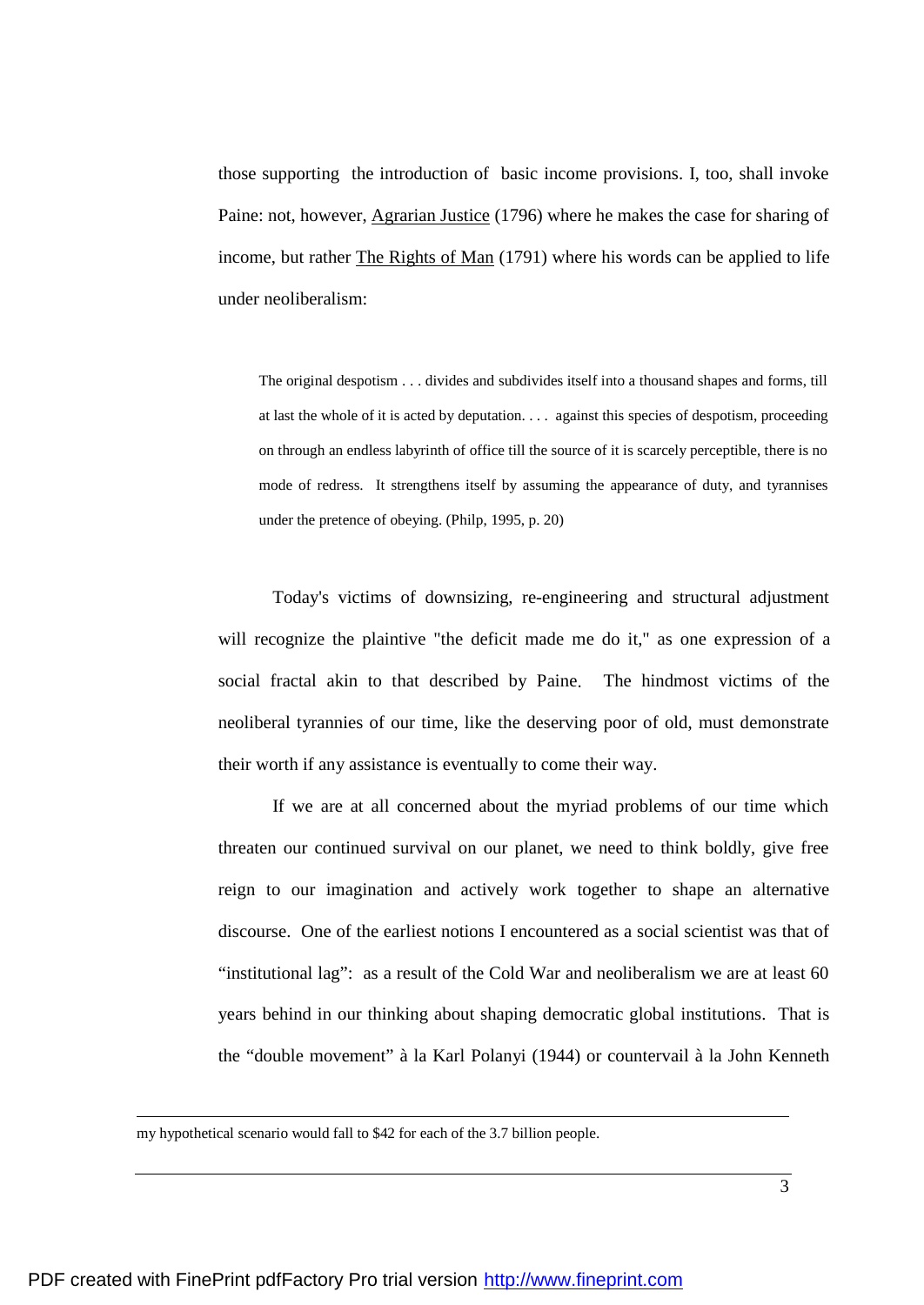those supporting the introduction of basic income provisions. I, too, shall invoke Paine: not, however, Agrarian Justice (1796) where he makes the case for sharing of income, but rather The Rights of Man (1791) where his words can be applied to life under neoliberalism:

> The original despotism . . . divides and subdivides itself into a thousand shapes and forms, till at last the whole of it is acted by deputation. . . . against this species of despotism, proceeding on through an endless labyrinth of office till the source of it is scarcely perceptible, there is no mode of redress. It strengthens itself by assuming the appearance of duty, and tyrannises under the pretence of obeying. (Philp, 1995, p. 20)

Today's victims of downsizing, re-engineering and structural adjustment will recognize the plaintive "the deficit made me do it," as one expression of a social fractal akin to that described by Paine. The hindmost victims of the neoliberal tyrannies of our time, like the deserving poor of old, must demonstrate their worth if any assistance is eventually to come their way.

If we are at all concerned about the myriad problems of our time which threaten our continued survival on our planet, we need to think boldly, give free reign to our imagination and actively work together to shape an alternative discourse. One of the earliest notions I encountered as a social scientist was that of "institutional lag": as a result of the Cold War and neoliberalism we are at least 60 years behind in our thinking about shaping democratic global institutions. That is the "double movement" à la Karl Polanyi (1944) or countervail à la John Kenneth

---

my hypothetical scenario would fall to $42 for each of the 3.7 billion people.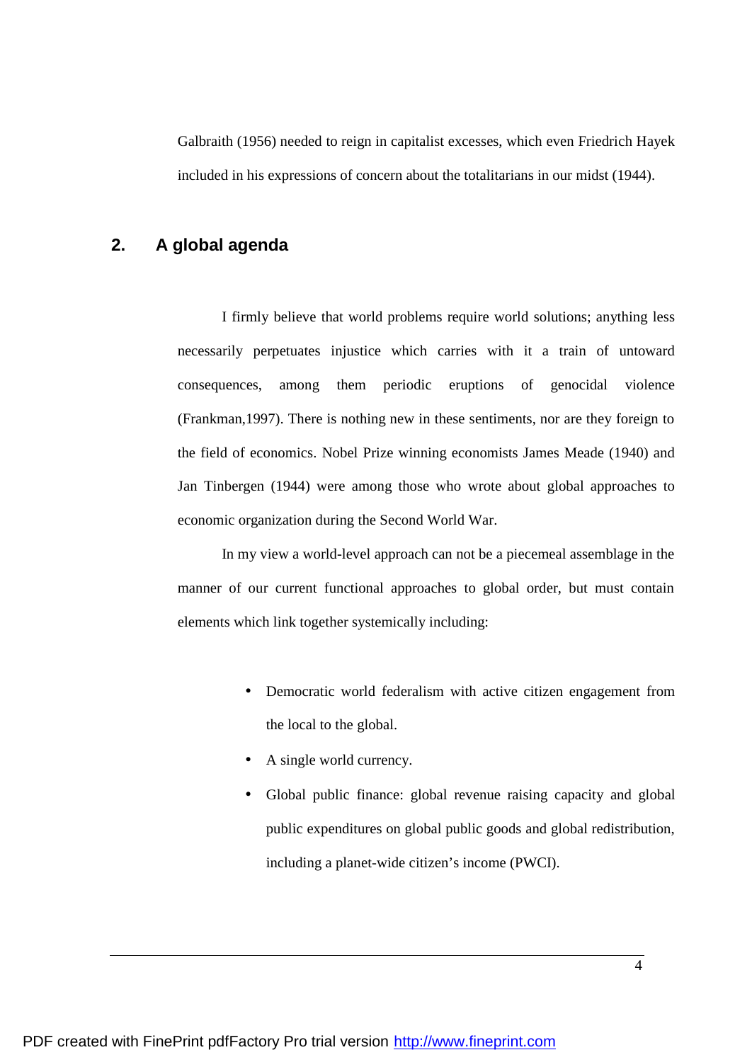Galbraith (1956) needed to reign in capitalist excesses, which even Friedrich Hayek included in his expressions of concern about the totalitarians in our midst (1944).

## 2. A global agenda

I firmly believe that world problems require world solutions; anything less necessarily perpetuates injustice which carries with it a train of untoward consequences, among them periodic eruptions of genocidal violence (Frankman,1997). There is nothing new in these sentiments, nor are they foreign to the field of economics. Nobel Prize winning economists James Meade (1940) and Jan Tinbergen (1944) were among those who wrote about global approaches to economic organization during the Second World War.

In my view a world-level approach can not be a piecemeal assemblage in the manner of our current functional approaches to global order, but must contain elements which link together systemically including:

- Democratic world federalism with active citizen engagement from the local to the global.
- A single world currency.
- Global public finance: global revenue raising capacity and global public expenditures on global public goods and global redistribution, including a planet-wide citizen's income (PWCI).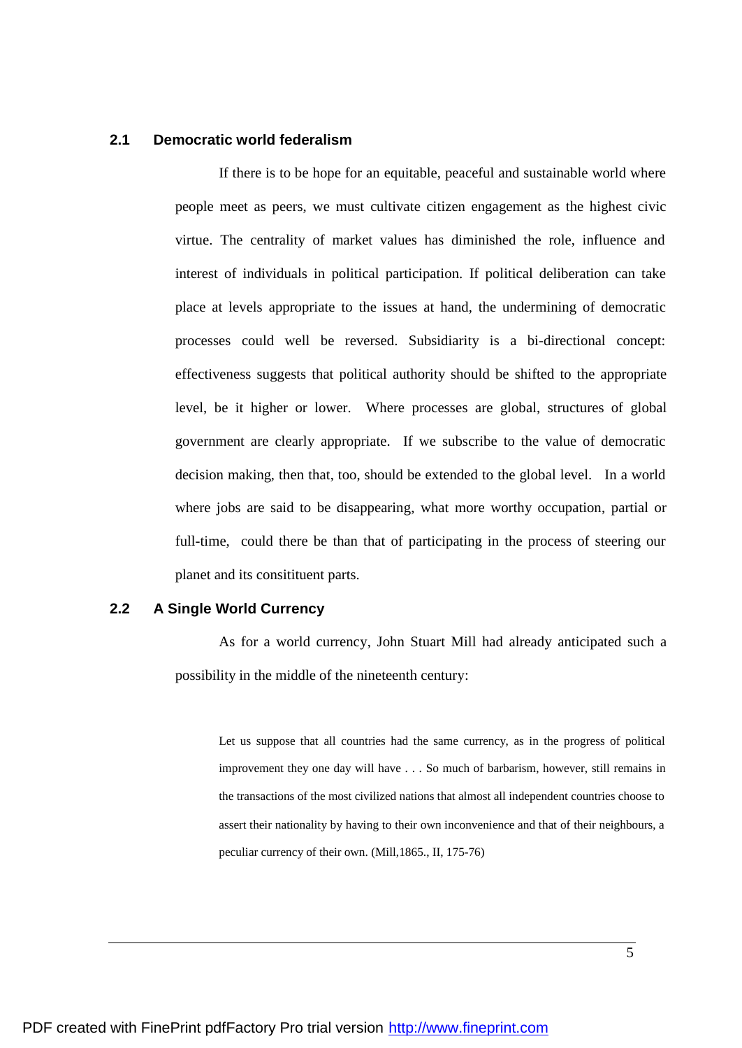## 2.1 Democratic world federalism

If there is to be hope for an equitable, peaceful and sustainable world where people meet as peers, we must cultivate citizen engagement as the highest civic virtue. The centrality of market values has diminished the role, influence and interest of individuals in political participation. If political deliberation can take place at levels appropriate to the issues at hand, the undermining of democratic processes could well be reversed. Subsidiarity is a bi-directional concept: effectiveness suggests that political authority should be shifted to the appropriate level, be it higher or lower. Where processes are global, structures of global government are clearly appropriate. If we subscribe to the value of democratic decision making, then that, too, should be extended to the global level. In a world where jobs are said to be disappearing, what more worthy occupation, partial or full-time, could there be than that of participating in the process of steering our planet and its consitituent parts.

## 2.2 A Single World Currency

As for a world currency, John Stuart Mill had already anticipated such a possibility in the middle of the nineteenth century:

> Let us suppose that all countries had the same currency, as in the progress of political improvement they one day will have . . . So much of barbarism, however, still remains in the transactions of the most civilized nations that almost all independent countries choose to assert their nationality by having to their own inconvenience and that of their neighbours, a peculiar currency of their own. (Mill,1865., II, 175-76)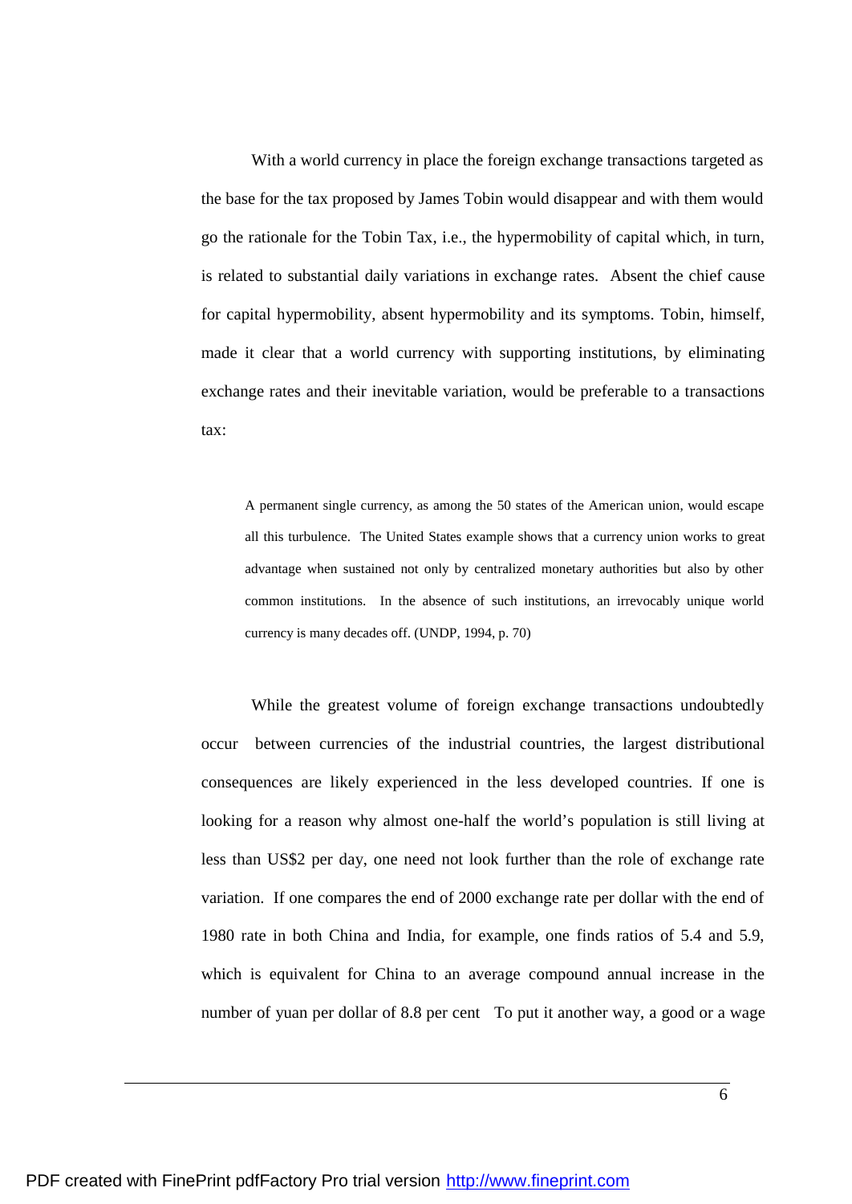With a world currency in place the foreign exchange transactions targeted as the base for the tax proposed by James Tobin would disappear and with them would go the rationale for the Tobin Tax, i.e., the hypermobility of capital which, in turn, is related to substantial daily variations in exchange rates. Absent the chief cause for capital hypermobility, absent hypermobility and its symptoms. Tobin, himself, made it clear that a world currency with supporting institutions, by eliminating exchange rates and their inevitable variation, would be preferable to a transactions tax:

> A permanent single currency, as among the 50 states of the American union, would escape all this turbulence. The United States example shows that a currency union works to great advantage when sustained not only by centralized monetary authorities but also by other common institutions. In the absence of such institutions, an irrevocably unique world currency is many decades off. (UNDP, 1994, p. 70)

While the greatest volume of foreign exchange transactions undoubtedly occur between currencies of the industrial countries, the largest distributional consequences are likely experienced in the less developed countries. If one is looking for a reason why almost one-half the world's population is still living at less than US$2 per day, one need not look further than the role of exchange rate variation. If one compares the end of 2000 exchange rate per dollar with the end of 1980 rate in both China and India, for example, one finds ratios of 5.4 and 5.9, which is equivalent for China to an average compound annual increase in the number of yuan per dollar of 8.8 per cent To put it another way, a good or a wage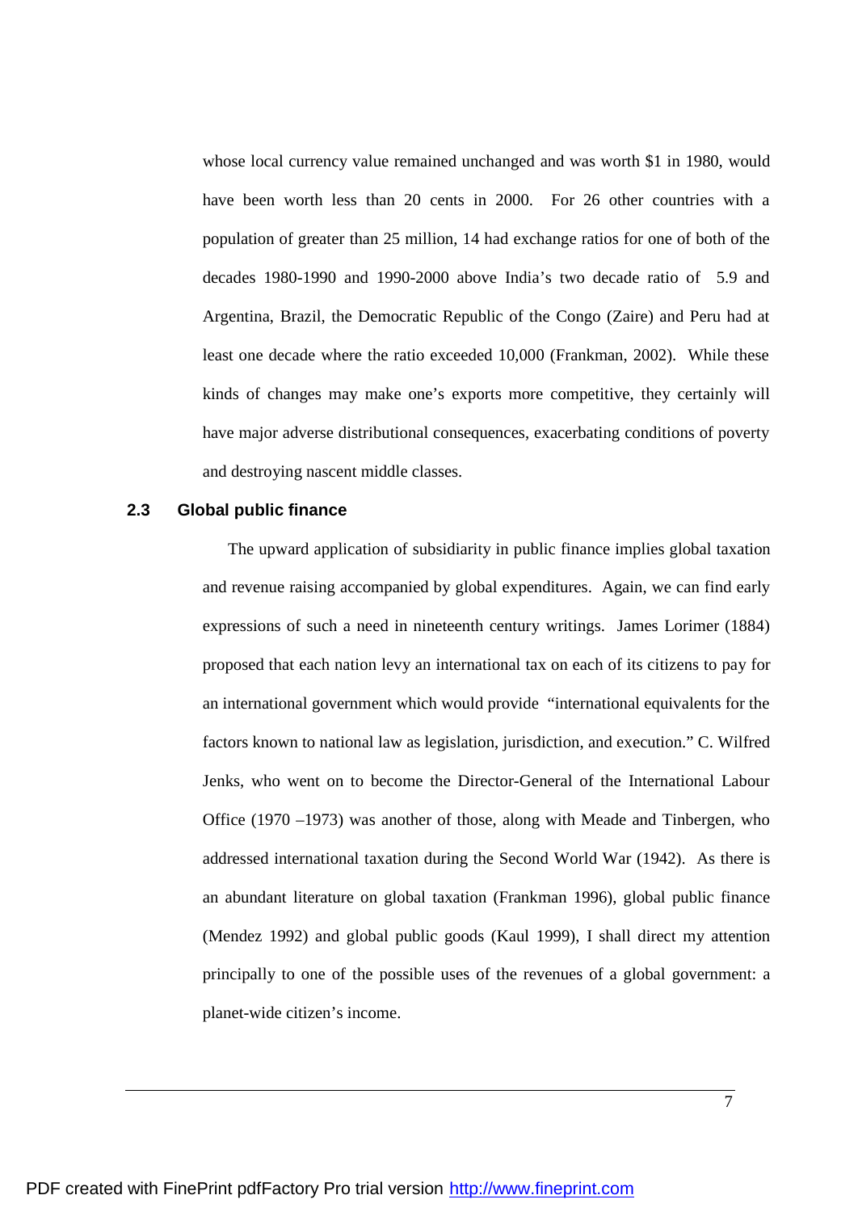whose local currency value remained unchanged and was worth $1 in 1980, would have been worth less than 20 cents in 2000. For 26 other countries with a population of greater than 25 million, 14 had exchange ratios for one of both of the decades 1980-1990 and 1990-2000 above India's two decade ratio of 5.9 and Argentina, Brazil, the Democratic Republic of the Congo (Zaire) and Peru had at least one decade where the ratio exceeded 10,000 (Frankman, 2002). While these kinds of changes may make one's exports more competitive, they certainly will have major adverse distributional consequences, exacerbating conditions of poverty and destroying nascent middle classes.

### 2.3 Global public finance

The upward application of subsidiarity in public finance implies global taxation and revenue raising accompanied by global expenditures. Again, we can find early expressions of such a need in nineteenth century writings. James Lorimer (1884) proposed that each nation levy an international tax on each of its citizens to pay for an international government which would provide "international equivalents for the factors known to national law as legislation, jurisdiction, and execution." C. Wilfred Jenks, who went on to become the Director-General of the International Labour Office (1970 –1973) was another of those, along with Meade and Tinbergen, who addressed international taxation during the Second World War (1942). As there is an abundant literature on global taxation (Frankman 1996), global public finance (Mendez 1992) and global public goods (Kaul 1999), I shall direct my attention principally to one of the possible uses of the revenues of a global government: a planet-wide citizen's income.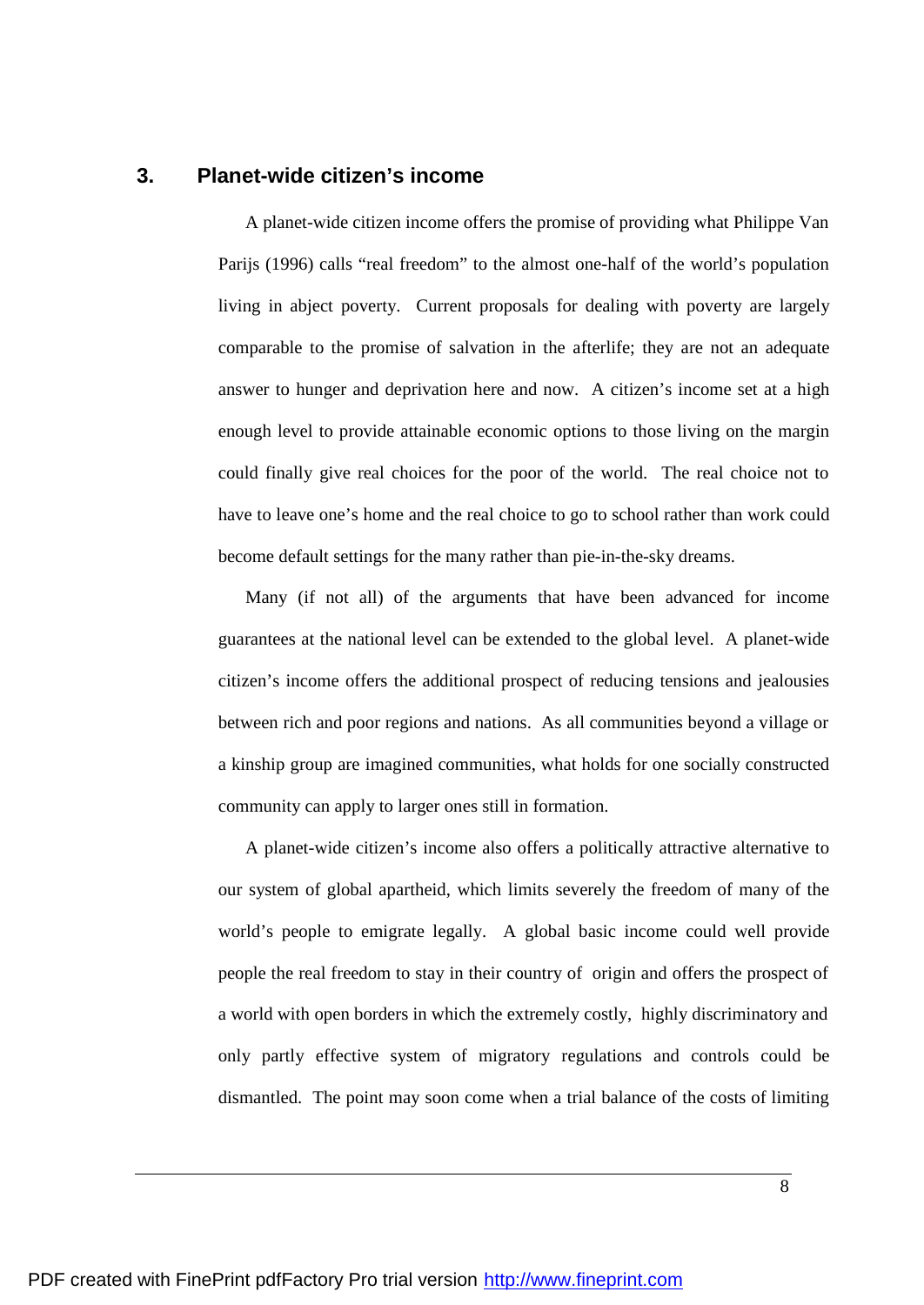## 3. Planet-wide citizen's income

A planet-wide citizen income offers the promise of providing what Philippe Van Parijs (1996) calls "real freedom" to the almost one-half of the world's population living in abject poverty. Current proposals for dealing with poverty are largely comparable to the promise of salvation in the afterlife; they are not an adequate answer to hunger and deprivation here and now. A citizen's income set at a high enough level to provide attainable economic options to those living on the margin could finally give real choices for the poor of the world. The real choice not to have to leave one's home and the real choice to go to school rather than work could become default settings for the many rather than pie-in-the-sky dreams.

Many (if not all) of the arguments that have been advanced for income guarantees at the national level can be extended to the global level. A planet-wide citizen's income offers the additional prospect of reducing tensions and jealousies between rich and poor regions and nations. As all communities beyond a village or a kinship group are imagined communities, what holds for one socially constructed community can apply to larger ones still in formation.

A planet-wide citizen's income also offers a politically attractive alternative to our system of global apartheid, which limits severely the freedom of many of the world's people to emigrate legally. A global basic income could well provide people the real freedom to stay in their country of origin and offers the prospect of a world with open borders in which the extremely costly, highly discriminatory and only partly effective system of migratory regulations and controls could be dismantled. The point may soon come when a trial balance of the costs of limiting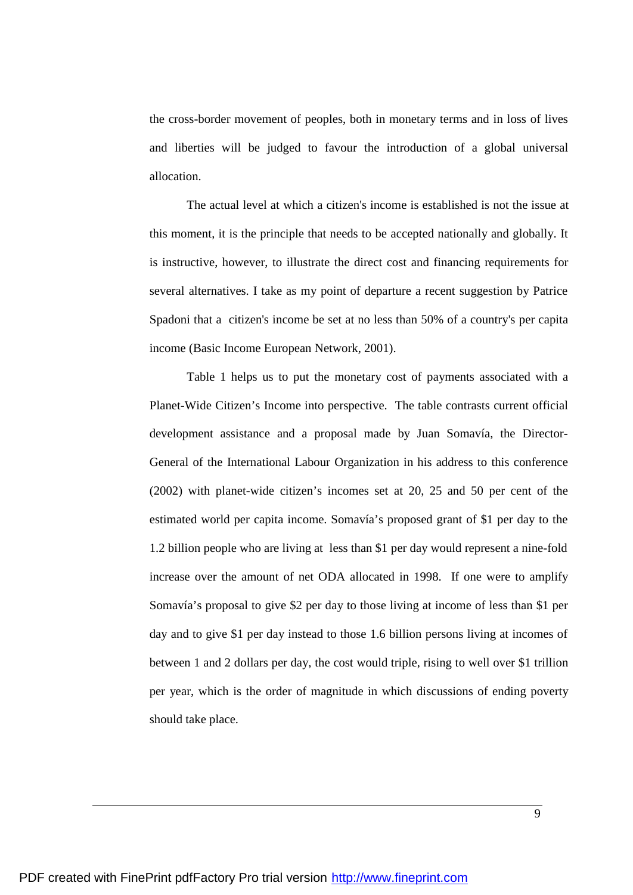the cross-border movement of peoples, both in monetary terms and in loss of lives and liberties will be judged to favour the introduction of a global universal allocation.

The actual level at which a citizen's income is established is not the issue at this moment, it is the principle that needs to be accepted nationally and globally. It is instructive, however, to illustrate the direct cost and financing requirements for several alternatives. I take as my point of departure a recent suggestion by Patrice Spadoni that a citizen's income be set at no less than 50% of a country's per capita income (Basic Income European Network, 2001).

Table 1 helps us to put the monetary cost of payments associated with a Planet-Wide Citizen's Income into perspective. The table contrasts current official development assistance and a proposal made by Juan Somavía, the Director-General of the International Labour Organization in his address to this conference (2002) with planet-wide citizen's incomes set at 20, 25 and 50 per cent of the estimated world per capita income. Somavía's proposed grant of $1 per day to the 1.2 billion people who are living at less than $1 per day would represent a nine-fold increase over the amount of net ODA allocated in 1998. If one were to amplify Somavía's proposal to give $2 per day to those living at income of less than $1 per day and to give $1 per day instead to those 1.6 billion persons living at incomes of between 1 and 2 dollars per day, the cost would triple, rising to well over $1 trillion per year, which is the order of magnitude in which discussions of ending poverty should take place.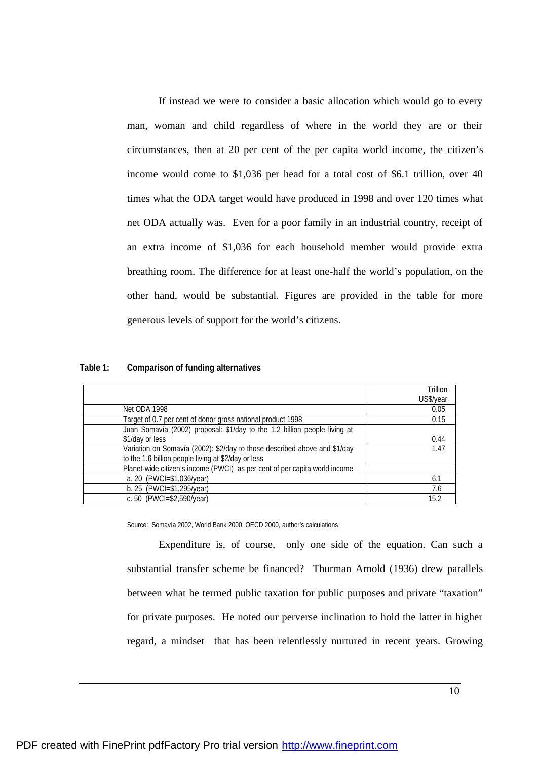If instead we were to consider a basic allocation which would go to every man, woman and child regardless of where in the world they are or their circumstances, then at 20 per cent of the per capita world income, the citizen's income would come to $1,036 per head for a total cost of $6.1 trillion, over 40 times what the ODA target would have produced in 1998 and over 120 times what net ODA actually was. Even for a poor family in an industrial country, receipt of an extra income of $1,036 for each household member would provide extra breathing room. The difference for at least one-half the world's population, on the other hand, would be substantial. Figures are provided in the table for more generous levels of support for the world's citizens.

**Table 1: Comparison of funding alternatives**

| | Trillion US$/year |
|---|---|
| Net ODA 1998 | 0.05 |
| Target of 0.7 per cent of donor gross national product 1998 | 0.15 |
| Juan Somavía (2002) proposal: $1/day to the 1.2 billion people living at $1/day or less | 0.44 |
| Variation on Somavía (2002): $2/day to those described above and $1/day to the 1.6 billion people living at $2/day or less | 1.47 |
| Planet-wide citizen's income (PWCI) as per cent of per capita world income | |
| a. 20 (PWCI=$1,036/year) | 6.1 |
| b. 25 (PWCI=$1,295/year) | 7.6 |
| c. 50 (PWCI=$2,590/year) | 15.2 |

Source: Somavía 2002, World Bank 2000, OECD 2000, author's calculations

Expenditure is, of course, only one side of the equation. Can such a substantial transfer scheme be financed? Thurman Arnold (1936) drew parallels between what he termed public taxation for public purposes and private "taxation" for private purposes. He noted our perverse inclination to hold the latter in higher regard, a mindset that has been relentlessly nurtured in recent years. Growing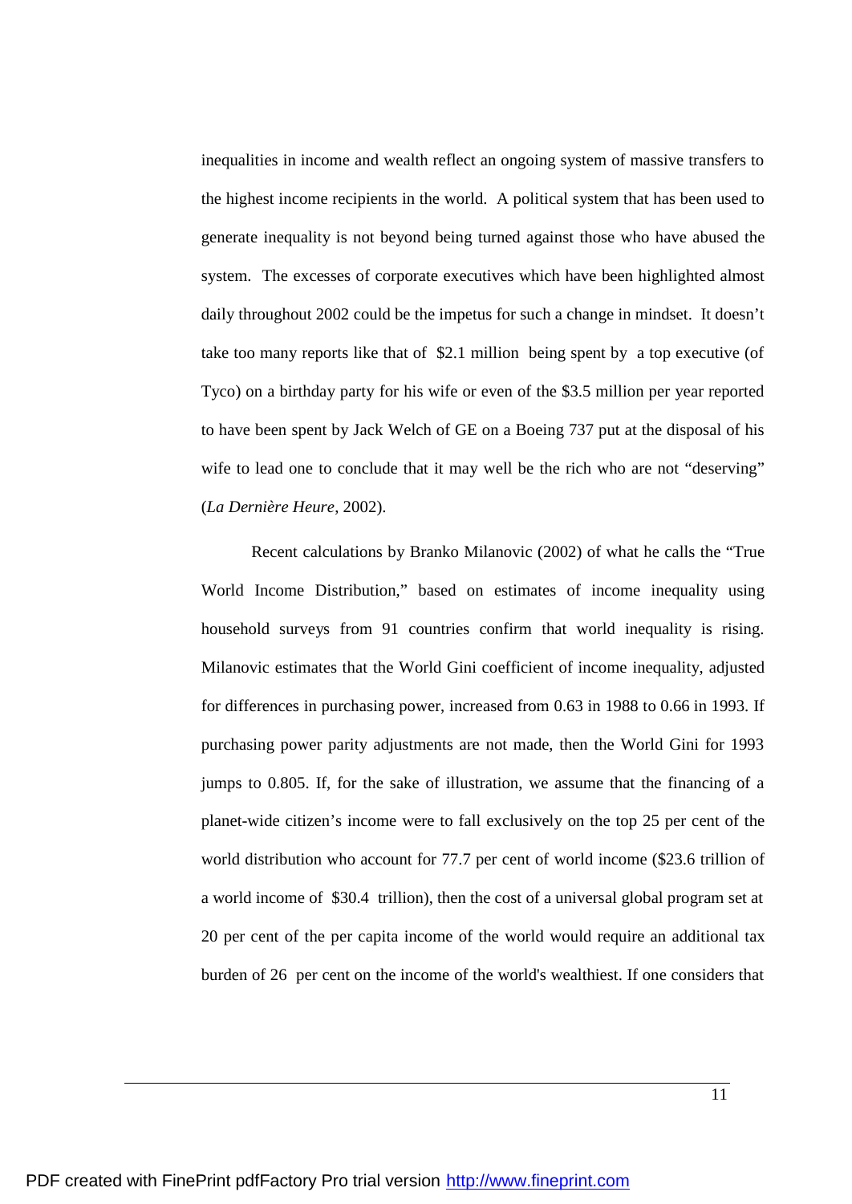inequalities in income and wealth reflect an ongoing system of massive transfers to the highest income recipients in the world. A political system that has been used to generate inequality is not beyond being turned against those who have abused the system. The excesses of corporate executives which have been highlighted almost daily throughout 2002 could be the impetus for such a change in mindset. It doesn't take too many reports like that of $2.1 million being spent by a top executive (of Tyco) on a birthday party for his wife or even of the $3.5 million per year reported to have been spent by Jack Welch of GE on a Boeing 737 put at the disposal of his wife to lead one to conclude that it may well be the rich who are not "deserving" (*La Dernière Heure*, 2002).

Recent calculations by Branko Milanovic (2002) of what he calls the "True World Income Distribution," based on estimates of income inequality using household surveys from 91 countries confirm that world inequality is rising. Milanovic estimates that the World Gini coefficient of income inequality, adjusted for differences in purchasing power, increased from 0.63 in 1988 to 0.66 in 1993. If purchasing power parity adjustments are not made, then the World Gini for 1993 jumps to 0.805. If, for the sake of illustration, we assume that the financing of a planet-wide citizen's income were to fall exclusively on the top 25 per cent of the world distribution who account for 77.7 per cent of world income ($23.6 trillion of a world income of $30.4 trillion), then the cost of a universal global program set at 20 per cent of the per capita income of the world would require an additional tax burden of 26 per cent on the income of the world's wealthiest. If one considers that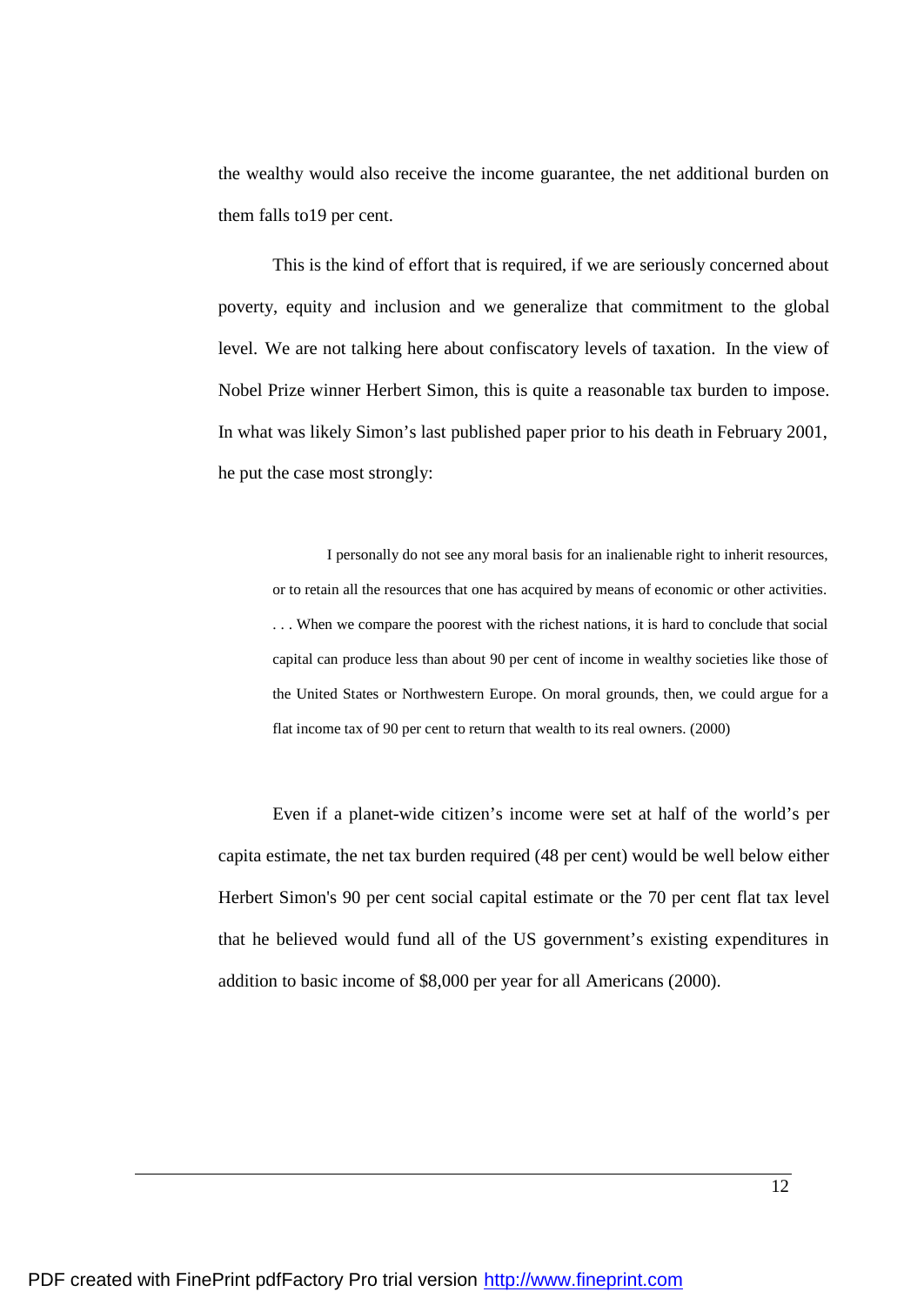the wealthy would also receive the income guarantee, the net additional burden on them falls to19 per cent.

This is the kind of effort that is required, if we are seriously concerned about poverty, equity and inclusion and we generalize that commitment to the global level. We are not talking here about confiscatory levels of taxation. In the view of Nobel Prize winner Herbert Simon, this is quite a reasonable tax burden to impose. In what was likely Simon's last published paper prior to his death in February 2001, he put the case most strongly:

> I personally do not see any moral basis for an inalienable right to inherit resources, or to retain all the resources that one has acquired by means of economic or other activities. . . . When we compare the poorest with the richest nations, it is hard to conclude that social capital can produce less than about 90 per cent of income in wealthy societies like those of the United States or Northwestern Europe. On moral grounds, then, we could argue for a flat income tax of 90 per cent to return that wealth to its real owners. (2000)

Even if a planet-wide citizen's income were set at half of the world's per capita estimate, the net tax burden required (48 per cent) would be well below either Herbert Simon's 90 per cent social capital estimate or the 70 per cent flat tax level that he believed would fund all of the US government's existing expenditures in addition to basic income of $8,000 per year for all Americans (2000).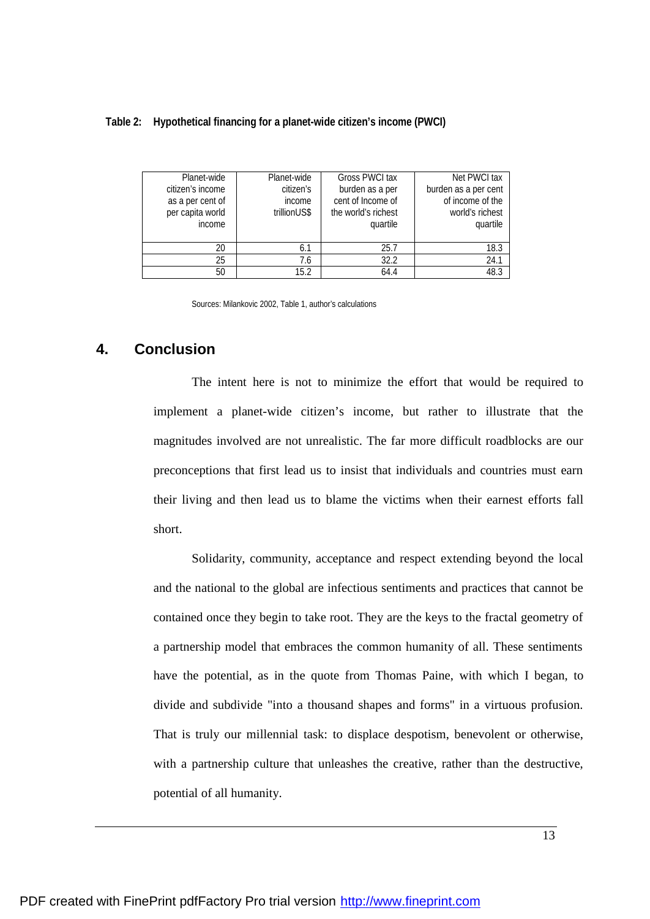**Table 2: Hypothetical financing for a planet-wide citizen's income (PWCI)**

| Planet-wide citizen's income as a per cent of per capita world income | Planet-wide citizen's income trillionUS$ | Gross PWCI tax burden as a per cent of Income of the world's richest quartile | Net PWCI tax burden as a per cent of income of the world's richest quartile |
|---|---|---|---|
| 20 | 6.1 | 25.7 | 18.3 |
| 25 | 7.6 | 32.2 | 24.1 |
| 50 | 15.2 | 64.4 | 48.3 |

Sources: Milankovic 2002, Table 1, author's calculations

## 4. Conclusion

The intent here is not to minimize the effort that would be required to implement a planet-wide citizen's income, but rather to illustrate that the magnitudes involved are not unrealistic. The far more difficult roadblocks are our preconceptions that first lead us to insist that individuals and countries must earn their living and then lead us to blame the victims when their earnest efforts fall short.

Solidarity, community, acceptance and respect extending beyond the local and the national to the global are infectious sentiments and practices that cannot be contained once they begin to take root. They are the keys to the fractal geometry of a partnership model that embraces the common humanity of all. These sentiments have the potential, as in the quote from Thomas Paine, with which I began, to divide and subdivide "into a thousand shapes and forms" in a virtuous profusion. That is truly our millennial task: to displace despotism, benevolent or otherwise, with a partnership culture that unleashes the creative, rather than the destructive, potential of all humanity.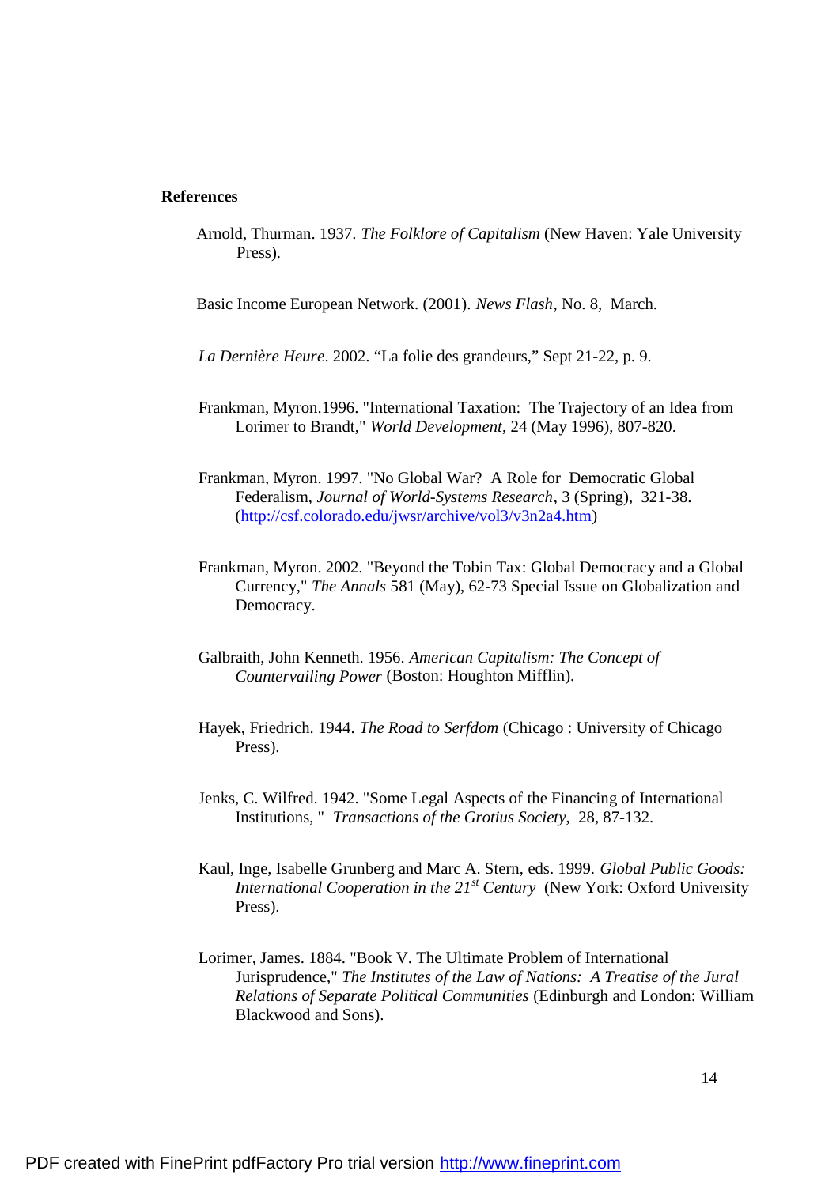**References**

Arnold, Thurman. 1937. *The Folklore of Capitalism* (New Haven: Yale University Press).

Basic Income European Network. (2001). *News Flash*, No. 8, March.

*La Dernière Heure*. 2002. "La folie des grandeurs," Sept 21-22, p. 9.

Frankman, Myron.1996. "International Taxation: The Trajectory of an Idea from Lorimer to Brandt," *World Development*, 24 (May 1996), 807-820.

Frankman, Myron. 1997. "No Global War? A Role for Democratic Global Federalism, *Journal of World-Systems Research*, 3 (Spring), 321-38. (http://csf.colorado.edu/jwsr/archive/vol3/v3n2a4.htm)

Frankman, Myron. 2002. "Beyond the Tobin Tax: Global Democracy and a Global Currency," *The Annals* 581 (May), 62-73 Special Issue on Globalization and Democracy.

Galbraith, John Kenneth. 1956. *American Capitalism: The Concept of Countervailing Power* (Boston: Houghton Mifflin).

Hayek, Friedrich. 1944. *The Road to Serfdom* (Chicago : University of Chicago Press).

Jenks, C. Wilfred. 1942. "Some Legal Aspects of the Financing of International Institutions, " *Transactions of the Grotius Society*, 28, 87-132.

Kaul, Inge, Isabelle Grunberg and Marc A. Stern, eds. 1999. *Global Public Goods: International Cooperation in the 21st Century* (New York: Oxford University Press).

Lorimer, James. 1884. "Book V. The Ultimate Problem of International Jurisprudence," *The Institutes of the Law of Nations: A Treatise of the Jural Relations of Separate Political Communities* (Edinburgh and London: William Blackwood and Sons).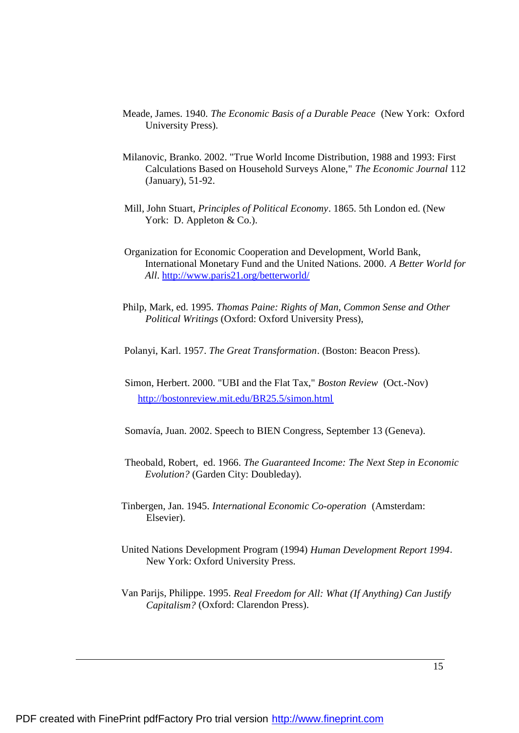Meade, James. 1940. *The Economic Basis of a Durable Peace* (New York: Oxford University Press).

Milanovic, Branko. 2002. "True World Income Distribution, 1988 and 1993: First Calculations Based on Household Surveys Alone," *The Economic Journal* 112 (January), 51-92.

Mill, John Stuart, *Principles of Political Economy*. 1865. 5th London ed. (New York: D. Appleton & Co.).

Organization for Economic Cooperation and Development, World Bank, International Monetary Fund and the United Nations. 2000. *A Better World for All*. http://www.paris21.org/betterworld/

Philp, Mark, ed. 1995. *Thomas Paine: Rights of Man, Common Sense and Other Political Writings* (Oxford: Oxford University Press),

Polanyi, Karl. 1957. *The Great Transformation*. (Boston: Beacon Press).

Simon, Herbert. 2000. "UBI and the Flat Tax," *Boston Review* (Oct.-Nov) http://bostonreview.mit.edu/BR25.5/simon.html

Somavía, Juan. 2002. Speech to BIEN Congress, September 13 (Geneva).

Theobald, Robert, ed. 1966. *The Guaranteed Income: The Next Step in Economic Evolution?* (Garden City: Doubleday).

Tinbergen, Jan. 1945. *International Economic Co-operation* (Amsterdam: Elsevier).

United Nations Development Program (1994) *Human Development Report 1994*. New York: Oxford University Press.

Van Parijs, Philippe. 1995. *Real Freedom for All: What (If Anything) Can Justify Capitalism?* (Oxford: Clarendon Press).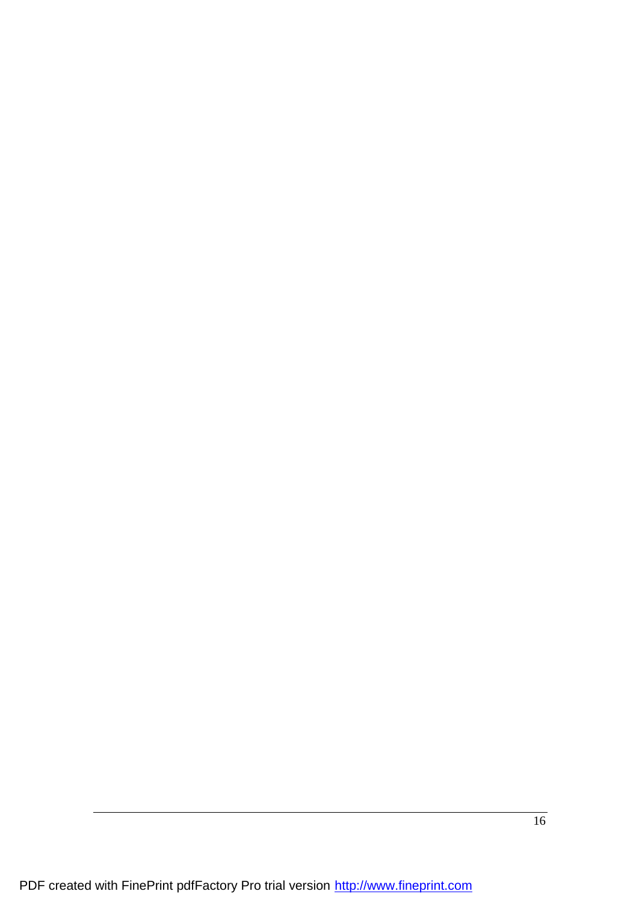PDF created with FinePrint pdfFactory Pro trial version [http://www.fineprint.com](http://www.fineprint.com)